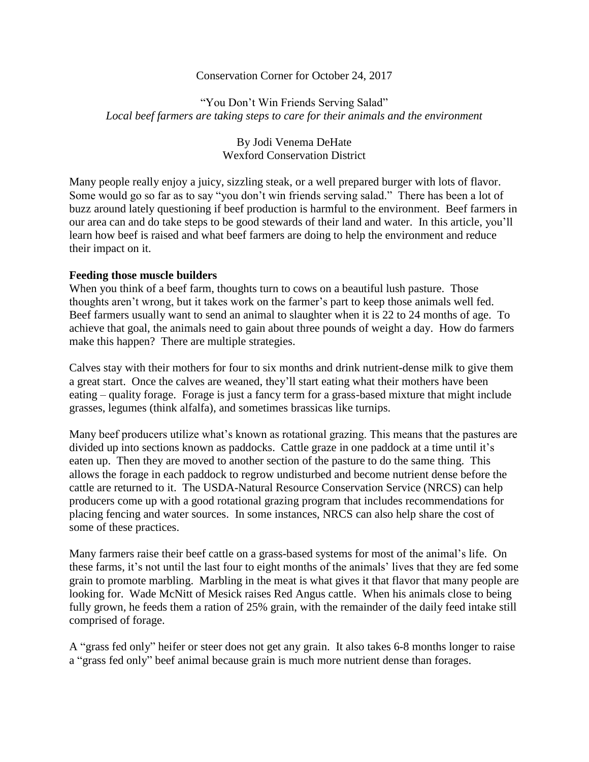Conservation Corner for October 24, 2017

# "You Don't Win Friends Serving Salad"

*Local beef farmers are taking steps to care for their animals and the environment*

By Jodi Venema DeHate
Wexford Conservation District

Many people really enjoy a juicy, sizzling steak, or a well prepared burger with lots of flavor. Some would go so far as to say "you don't win friends serving salad." There has been a lot of buzz around lately questioning if beef production is harmful to the environment. Beef farmers in our area can and do take steps to be good stewards of their land and water. In this article, you'll learn how beef is raised and what beef farmers are doing to help the environment and reduce their impact on it.

**Feeding those muscle builders**

When you think of a beef farm, thoughts turn to cows on a beautiful lush pasture. Those thoughts aren't wrong, but it takes work on the farmer's part to keep those animals well fed. Beef farmers usually want to send an animal to slaughter when it is 22 to 24 months of age. To achieve that goal, the animals need to gain about three pounds of weight a day. How do farmers make this happen? There are multiple strategies.

Calves stay with their mothers for four to six months and drink nutrient-dense milk to give them a great start. Once the calves are weaned, they'll start eating what their mothers have been eating – quality forage. Forage is just a fancy term for a grass-based mixture that might include grasses, legumes (think alfalfa), and sometimes brassicas like turnips.

Many beef producers utilize what's known as rotational grazing. This means that the pastures are divided up into sections known as paddocks. Cattle graze in one paddock at a time until it's eaten up. Then they are moved to another section of the pasture to do the same thing. This allows the forage in each paddock to regrow undisturbed and become nutrient dense before the cattle are returned to it. The USDA-Natural Resource Conservation Service (NRCS) can help producers come up with a good rotational grazing program that includes recommendations for placing fencing and water sources. In some instances, NRCS can also help share the cost of some of these practices.

Many farmers raise their beef cattle on a grass-based systems for most of the animal's life. On these farms, it's not until the last four to eight months of the animals' lives that they are fed some grain to promote marbling. Marbling in the meat is what gives it that flavor that many people are looking for. Wade McNitt of Mesick raises Red Angus cattle. When his animals close to being fully grown, he feeds them a ration of 25% grain, with the remainder of the daily feed intake still comprised of forage.

A "grass fed only" heifer or steer does not get any grain. It also takes 6-8 months longer to raise a "grass fed only" beef animal because grain is much more nutrient dense than forages.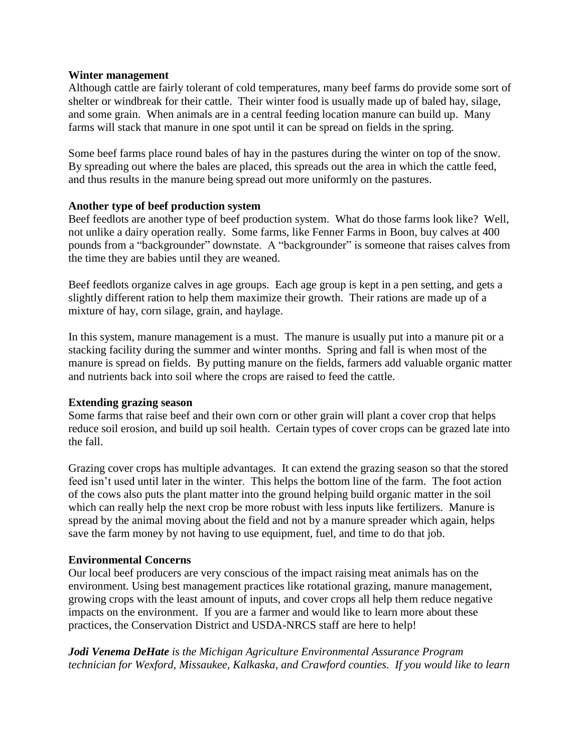**Winter management**

Although cattle are fairly tolerant of cold temperatures, many beef farms do provide some sort of shelter or windbreak for their cattle. Their winter food is usually made up of baled hay, silage, and some grain. When animals are in a central feeding location manure can build up. Many farms will stack that manure in one spot until it can be spread on fields in the spring.

Some beef farms place round bales of hay in the pastures during the winter on top of the snow. By spreading out where the bales are placed, this spreads out the area in which the cattle feed, and thus results in the manure being spread out more uniformly on the pastures.

**Another type of beef production system**

Beef feedlots are another type of beef production system. What do those farms look like? Well, not unlike a dairy operation really. Some farms, like Fenner Farms in Boon, buy calves at 400 pounds from a "backgrounder" downstate. A "backgrounder" is someone that raises calves from the time they are babies until they are weaned.

Beef feedlots organize calves in age groups. Each age group is kept in a pen setting, and gets a slightly different ration to help them maximize their growth. Their rations are made up of a mixture of hay, corn silage, grain, and haylage.

In this system, manure management is a must. The manure is usually put into a manure pit or a stacking facility during the summer and winter months. Spring and fall is when most of the manure is spread on fields. By putting manure on the fields, farmers add valuable organic matter and nutrients back into soil where the crops are raised to feed the cattle.

**Extending grazing season**

Some farms that raise beef and their own corn or other grain will plant a cover crop that helps reduce soil erosion, and build up soil health. Certain types of cover crops can be grazed late into the fall.

Grazing cover crops has multiple advantages. It can extend the grazing season so that the stored feed isn't used until later in the winter. This helps the bottom line of the farm. The foot action of the cows also puts the plant matter into the ground helping build organic matter in the soil which can really help the next crop be more robust with less inputs like fertilizers. Manure is spread by the animal moving about the field and not by a manure spreader which again, helps save the farm money by not having to use equipment, fuel, and time to do that job.

**Environmental Concerns**

Our local beef producers are very conscious of the impact raising meat animals has on the environment. Using best management practices like rotational grazing, manure management, growing crops with the least amount of inputs, and cover crops all help them reduce negative impacts on the environment. If you are a farmer and would like to learn more about these practices, the Conservation District and USDA-NRCS staff are here to help!

***Jodi Venema DeHate*** *is the Michigan Agriculture Environmental Assurance Program technician for Wexford, Missaukee, Kalkaska, and Crawford counties. If you would like to learn*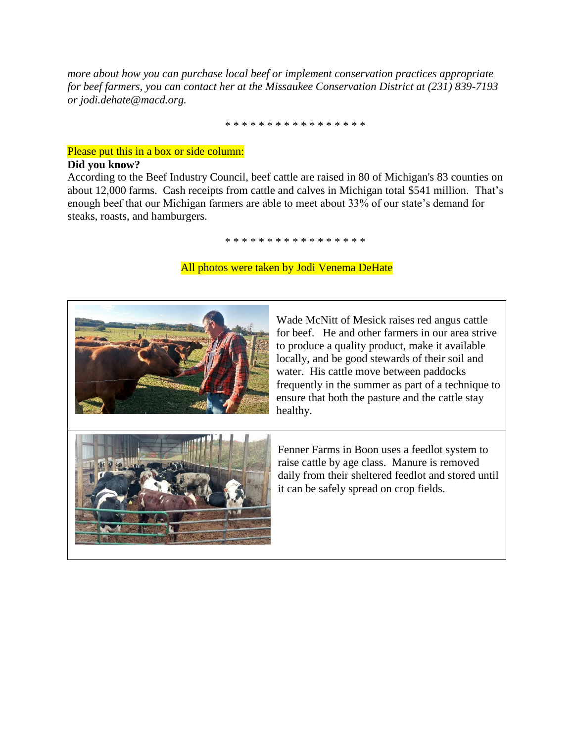*more about how you can purchase local beef or implement conservation practices appropriate for beef farmers, you can contact her at the Missaukee Conservation District at (231) 839-7193 or jodi.dehate@macd.org.*

* * * * * * * * * * * * * * * * *

Please put this in a box or side column:

**Did you know?**

According to the Beef Industry Council, beef cattle are raised in 80 of Michigan's 83 counties on about 12,000 farms. Cash receipts from cattle and calves in Michigan total $541 million. That's enough beef that our Michigan farmers are able to meet about 33% of our state's demand for steaks, roasts, and hamburgers.

* * * * * * * * * * * * * * * * *

All photos were taken by Jodi Venema DeHate

Wade McNitt of Mesick raises red angus cattle for beef. He and other farmers in our area strive to produce a quality product, make it available locally, and be good stewards of their soil and water. His cattle move between paddocks frequently in the summer as part of a technique to ensure that both the pasture and the cattle stay healthy.

Fenner Farms in Boon uses a feedlot system to raise cattle by age class. Manure is removed daily from their sheltered feedlot and stored until it can be safely spread on crop fields.